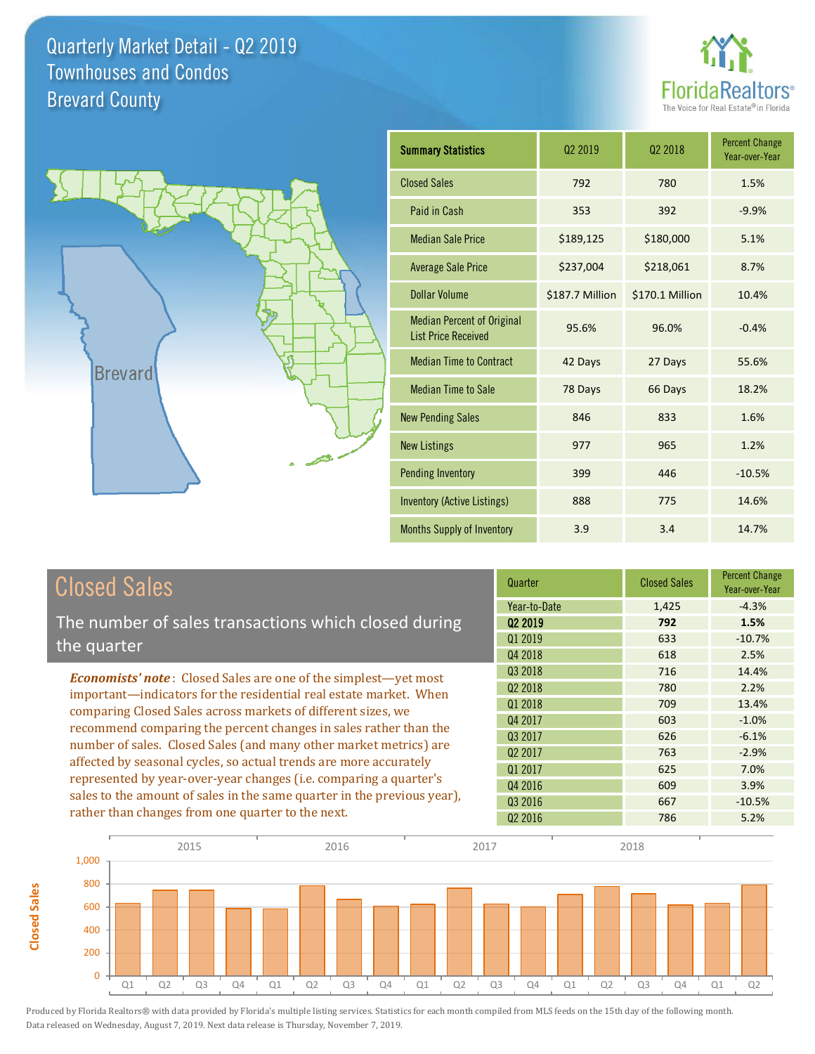# Quarterly Market Detail - Q2 2019
## Townhouses and Condos
## Brevard County

| Summary Statistics | Q2 2019 | Q2 2018 | Percent Change Year-over-Year |
|---|---|---|---|
| Closed Sales | 792 | 780 | 1.5% |
| Paid in Cash | 353 | 392 | -9.9% |
| Median Sale Price | $189,125 | $180,000 | 5.1% |
| Average Sale Price | $237,004 | $218,061 | 8.7% |
| Dollar Volume | $187.7 Million | $170.1 Million | 10.4% |
| Median Percent of Original List Price Received | 95.6% | 96.0% | -0.4% |
| Median Time to Contract | 42 Days | 27 Days | 55.6% |
| Median Time to Sale | 78 Days | 66 Days | 18.2% |
| New Pending Sales | 846 | 833 | 1.6% |
| New Listings | 977 | 965 | 1.2% |
| Pending Inventory | 399 | 446 | -10.5% |
| Inventory (Active Listings) | 888 | 775 | 14.6% |
| Months Supply of Inventory | 3.9 | 3.4 | 14.7% |

## Closed Sales

The number of sales transactions which closed during the quarter

*Economists' note*: Closed Sales are one of the simplest—yet most important—indicators for the residential real estate market. When comparing Closed Sales across markets of different sizes, we recommend comparing the percent changes in sales rather than the number of sales. Closed Sales (and many other market metrics) are affected by seasonal cycles, so actual trends are more accurately represented by year-over-year changes (i.e. comparing a quarter's sales to the amount of sales in the same quarter in the previous year), rather than changes from one quarter to the next.

| Quarter | Closed Sales | Percent Change Year-over-Year |
|---|---|---|
| Year-to-Date | 1,425 | -4.3% |
| **Q2 2019** | **792** | **1.5%** |
| Q1 2019 | 633 | -10.7% |
| Q4 2018 | 618 | 2.5% |
| Q3 2018 | 716 | 14.4% |
| Q2 2018 | 780 | 2.2% |
| Q1 2018 | 709 | 13.4% |
| Q4 2017 | 603 | -1.0% |
| Q3 2017 | 626 | -6.1% |
| Q2 2017 | 763 | -2.9% |
| Q1 2017 | 625 | 7.0% |
| Q4 2016 | 609 | 3.9% |
| Q3 2016 | 667 | -10.5% |
| Q2 2016 | 786 | 5.2% |

Produced by Florida Realtors® with data provided by Florida's multiple listing services. Statistics for each month compiled from MLS feeds on the 15th day of the following month. Data released on Wednesday, August 7, 2019. Next data release is Thursday, November 7, 2019.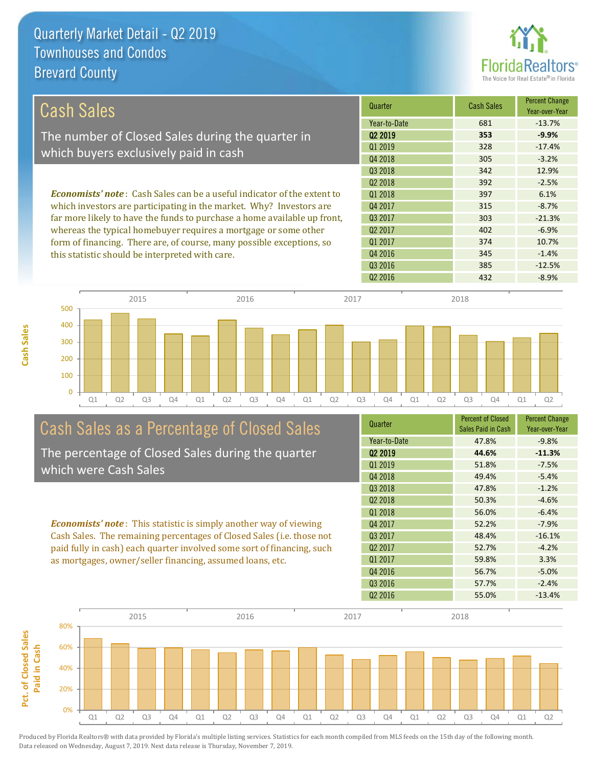# Quarterly Market Detail - Q2 2019
## Townhouses and Condos
## Brevard County

## Cash Sales

The number of Closed Sales during the quarter in which buyers exclusively paid in cash

*Economists' note*: Cash Sales can be a useful indicator of the extent to which investors are participating in the market. Why? Investors are far more likely to have the funds to purchase a home available up front, whereas the typical homebuyer requires a mortgage or some other form of financing. There are, of course, many possible exceptions, so this statistic should be interpreted with care.

| Quarter | Cash Sales | Percent Change Year-over-Year |
|---|---|---|
| Year-to-Date | 681 | -13.7% |
| **Q2 2019** | **353** | **-9.9%** |
| Q1 2019 | 328 | -17.4% |
| Q4 2018 | 305 | -3.2% |
| Q3 2018 | 342 | 12.9% |
| Q2 2018 | 392 | -2.5% |
| Q1 2018 | 397 | 6.1% |
| Q4 2017 | 315 | -8.7% |
| Q3 2017 | 303 | -21.3% |
| Q2 2017 | 402 | -6.9% |
| Q1 2017 | 374 | 10.7% |
| Q4 2016 | 345 | -1.4% |
| Q3 2016 | 385 | -12.5% |
| Q2 2016 | 432 | -8.9% |

## Cash Sales as a Percentage of Closed Sales

The percentage of Closed Sales during the quarter which were Cash Sales

*Economists' note*: This statistic is simply another way of viewing Cash Sales. The remaining percentages of Closed Sales (i.e. those not paid fully in cash) each quarter involved some sort of financing, such as mortgages, owner/seller financing, assumed loans, etc.

| Quarter | Percent of Closed Sales Paid in Cash | Percent Change Year-over-Year |
|---|---|---|
| Year-to-Date | 47.8% | -9.8% |
| **Q2 2019** | **44.6%** | **-11.3%** |
| Q1 2019 | 51.8% | -7.5% |
| Q4 2018 | 49.4% | -5.4% |
| Q3 2018 | 47.8% | -1.2% |
| Q2 2018 | 50.3% | -4.6% |
| Q1 2018 | 56.0% | -6.4% |
| Q4 2017 | 52.2% | -7.9% |
| Q3 2017 | 48.4% | -16.1% |
| Q2 2017 | 52.7% | -4.2% |
| Q1 2017 | 59.8% | 3.3% |
| Q4 2016 | 56.7% | -5.0% |
| Q3 2016 | 57.7% | -2.4% |
| Q2 2016 | 55.0% | -13.4% |

Produced by Florida Realtors® with data provided by Florida's multiple listing services. Statistics for each month compiled from MLS feeds on the 15th day of the following month. Data released on Wednesday, August 7, 2019. Next data release is Thursday, November 7, 2019.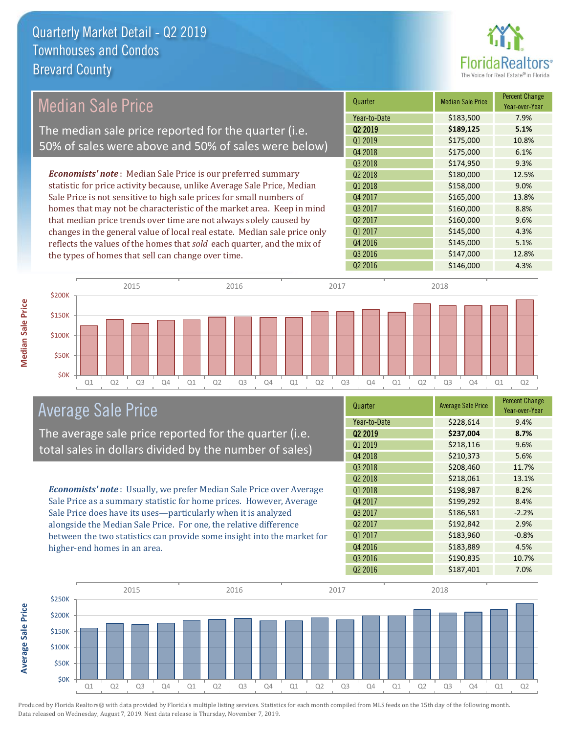# Quarterly Market Detail - Q2 2019
## Townhouses and Condos
## Brevard County

## Median Sale Price

The median sale price reported for the quarter (i.e. 50% of sales were above and 50% of sales were below)

***Economists' note***: Median Sale Price is our preferred summary statistic for price activity because, unlike Average Sale Price, Median Sale Price is not sensitive to high sale prices for small numbers of homes that may not be characteristic of the market area. Keep in mind that median price trends over time are not always solely caused by changes in the general value of local real estate. Median sale price only reflects the values of the homes that *sold* each quarter, and the mix of the types of homes that sell can change over time.

| Quarter | Median Sale Price | Percent Change Year-over-Year |
|---|---|---|
| Year-to-Date | $183,500 | 7.9% |
| **Q2 2019** | **$189,125** | **5.1%** |
| Q1 2019 | $175,000 | 10.8% |
| Q4 2018 | $175,000 | 6.1% |
| Q3 2018 | $174,950 | 9.3% |
| Q2 2018 | $180,000 | 12.5% |
| Q1 2018 | $158,000 | 9.0% |
| Q4 2017 | $165,000 | 13.8% |
| Q3 2017 | $160,000 | 8.8% |
| Q2 2017 | $160,000 | 9.6% |
| Q1 2017 | $145,000 | 4.3% |
| Q4 2016 | $145,000 | 5.1% |
| Q3 2016 | $147,000 | 12.8% |
| Q2 2016 | $146,000 | 4.3% |

## Average Sale Price

The average sale price reported for the quarter (i.e. total sales in dollars divided by the number of sales)

***Economists' note***: Usually, we prefer Median Sale Price over Average Sale Price as a summary statistic for home prices. However, Average Sale Price does have its uses—particularly when it is analyzed alongside the Median Sale Price. For one, the relative difference between the two statistics can provide some insight into the market for higher-end homes in an area.

| Quarter | Average Sale Price | Percent Change Year-over-Year |
|---|---|---|
| Year-to-Date | $228,614 | 9.4% |
| **Q2 2019** | **$237,004** | **8.7%** |
| Q1 2019 | $218,116 | 9.6% |
| Q4 2018 | $210,373 | 5.6% |
| Q3 2018 | $208,460 | 11.7% |
| Q2 2018 | $218,061 | 13.1% |
| Q1 2018 | $198,987 | 8.2% |
| Q4 2017 | $199,292 | 8.4% |
| Q3 2017 | $186,581 | -2.2% |
| Q2 2017 | $192,842 | 2.9% |
| Q1 2017 | $183,960 | -0.8% |
| Q4 2016 | $183,889 | 4.5% |
| Q3 2016 | $190,835 | 10.7% |
| Q2 2016 | $187,401 | 7.0% |

Produced by Florida Realtors® with data provided by Florida's multiple listing services. Statistics for each month compiled from MLS feeds on the 15th day of the following month. Data released on Wednesday, August 7, 2019. Next data release is Thursday, November 7, 2019.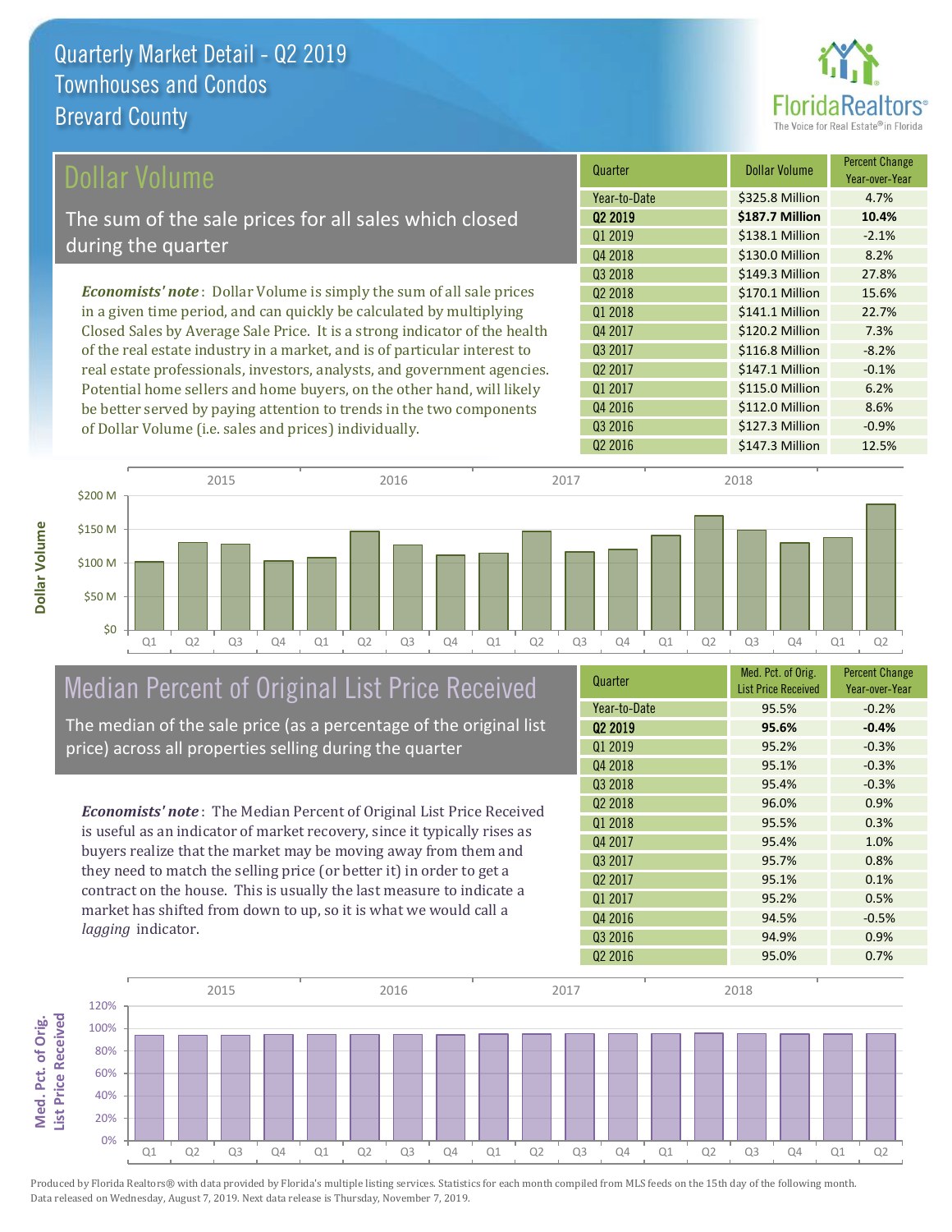# Quarterly Market Detail - Q2 2019
## Townhouses and Condos
## Brevard County

## Dollar Volume

The sum of the sale prices for all sales which closed during the quarter

***Economists' note***: Dollar Volume is simply the sum of all sale prices in a given time period, and can quickly be calculated by multiplying Closed Sales by Average Sale Price. It is a strong indicator of the health of the real estate industry in a market, and is of particular interest to real estate professionals, investors, analysts, and government agencies. Potential home sellers and home buyers, on the other hand, will likely be better served by paying attention to trends in the two components of Dollar Volume (i.e. sales and prices) individually.

| Quarter | Dollar Volume | Percent Change Year-over-Year |
|---|---|---|
| Year-to-Date | $325.8 Million | 4.7% |
| **Q2 2019** | **$187.7 Million** | **10.4%** |
| Q1 2019 | $138.1 Million | -2.1% |
| Q4 2018 | $130.0 Million | 8.2% |
| Q3 2018 | $149.3 Million | 27.8% |
| Q2 2018 | $170.1 Million | 15.6% |
| Q1 2018 | $141.1 Million | 22.7% |
| Q4 2017 | $120.2 Million | 7.3% |
| Q3 2017 | $116.8 Million | -8.2% |
| Q2 2017 | $147.1 Million | -0.1% |
| Q1 2017 | $115.0 Million | 6.2% |
| Q4 2016 | $112.0 Million | 8.6% |
| Q3 2016 | $127.3 Million | -0.9% |
| Q2 2016 | $147.3 Million | 12.5% |

## Median Percent of Original List Price Received

The median of the sale price (as a percentage of the original list price) across all properties selling during the quarter

***Economists' note***: The Median Percent of Original List Price Received is useful as an indicator of market recovery, since it typically rises as buyers realize that the market may be moving away from them and they need to match the selling price (or better it) in order to get a contract on the house. This is usually the last measure to indicate a market has shifted from down to up, so it is what we would call a *lagging* indicator.

| Quarter | Med. Pct. of Orig. List Price Received | Percent Change Year-over-Year |
|---|---|---|
| Year-to-Date | 95.5% | -0.2% |
| **Q2 2019** | **95.6%** | **-0.4%** |
| Q1 2019 | 95.2% | -0.3% |
| Q4 2018 | 95.1% | -0.3% |
| Q3 2018 | 95.4% | -0.3% |
| Q2 2018 | 96.0% | 0.9% |
| Q1 2018 | 95.5% | 0.3% |
| Q4 2017 | 95.4% | 1.0% |
| Q3 2017 | 95.7% | 0.8% |
| Q2 2017 | 95.1% | 0.1% |
| Q1 2017 | 95.2% | 0.5% |
| Q4 2016 | 94.5% | -0.5% |
| Q3 2016 | 94.9% | 0.9% |
| Q2 2016 | 95.0% | 0.7% |

Produced by Florida Realtors® with data provided by Florida's multiple listing services. Statistics for each month compiled from MLS feeds on the 15th day of the following month. Data released on Wednesday, August 7, 2019. Next data release is Thursday, November 7, 2019.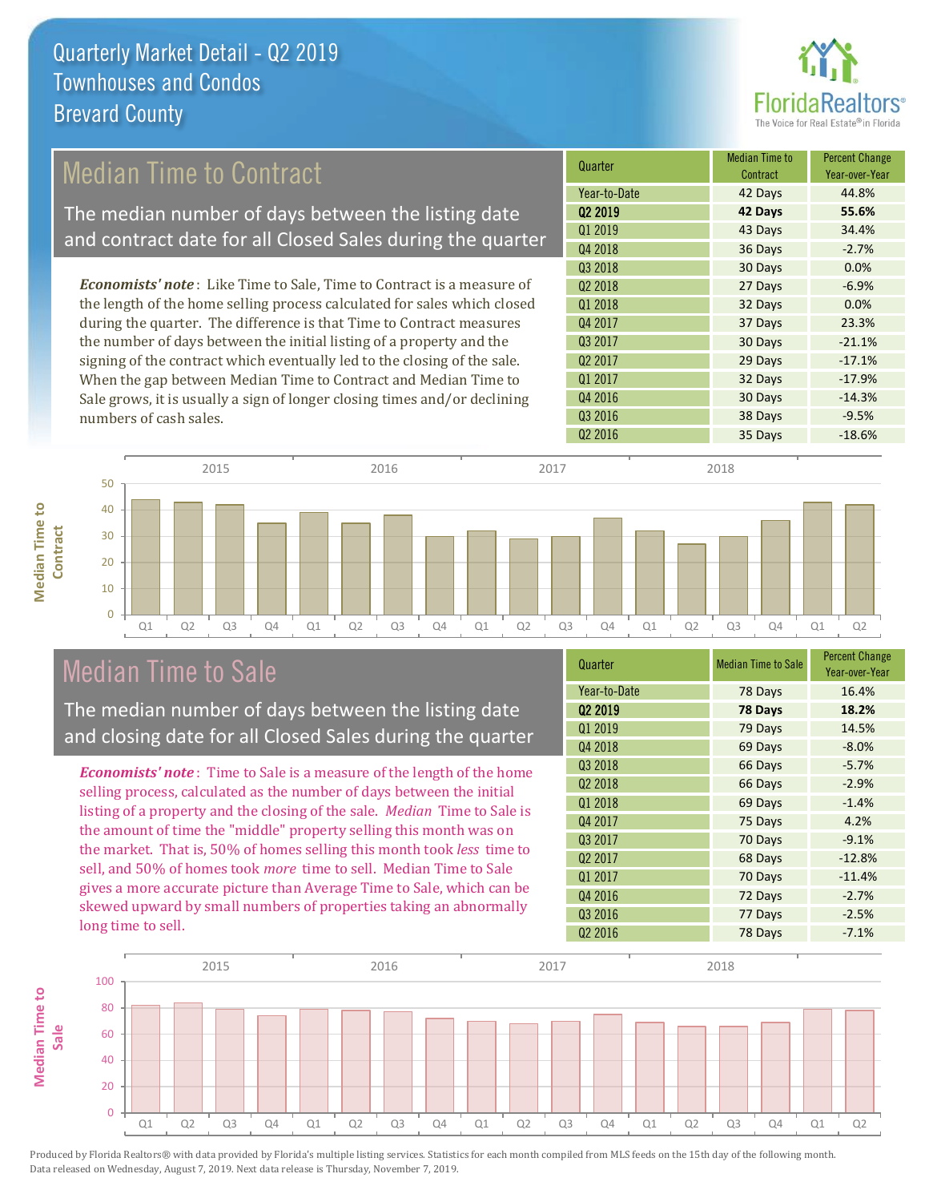# Quarterly Market Detail - Q2 2019
## Townhouses and Condos
## Brevard County

## Median Time to Contract

The median number of days between the listing date and contract date for all Closed Sales during the quarter

*Economists' note*: Like Time to Sale, Time to Contract is a measure of the length of the home selling process calculated for sales which closed during the quarter. The difference is that Time to Contract measures the number of days between the initial listing of a property and the signing of the contract which eventually led to the closing of the sale. When the gap between Median Time to Contract and Median Time to Sale grows, it is usually a sign of longer closing times and/or declining numbers of cash sales.

| Quarter | Median Time to Contract | Percent Change Year-over-Year |
|---|---|---|
| Year-to-Date | 42 Days | 44.8% |
| **Q2 2019** | **42 Days** | **55.6%** |
| Q1 2019 | 43 Days | 34.4% |
| Q4 2018 | 36 Days | -2.7% |
| Q3 2018 | 30 Days | 0.0% |
| Q2 2018 | 27 Days | -6.9% |
| Q1 2018 | 32 Days | 0.0% |
| Q4 2017 | 37 Days | 23.3% |
| Q3 2017 | 30 Days | -21.1% |
| Q2 2017 | 29 Days | -17.1% |
| Q1 2017 | 32 Days | -17.9% |
| Q4 2016 | 30 Days | -14.3% |
| Q3 2016 | 38 Days | -9.5% |
| Q2 2016 | 35 Days | -18.6% |

## Median Time to Sale

The median number of days between the listing date and closing date for all Closed Sales during the quarter

*Economists' note*: Time to Sale is a measure of the length of the home selling process, calculated as the number of days between the initial listing of a property and the closing of the sale. *Median* Time to Sale is the amount of time the "middle" property selling this month was on the market. That is, 50% of homes selling this month took *less* time to sell, and 50% of homes took *more* time to sell. Median Time to Sale gives a more accurate picture than Average Time to Sale, which can be skewed upward by small numbers of properties taking an abnormally long time to sell.

| Quarter | Median Time to Sale | Percent Change Year-over-Year |
|---|---|---|
| Year-to-Date | 78 Days | 16.4% |
| **Q2 2019** | **78 Days** | **18.2%** |
| Q1 2019 | 79 Days | 14.5% |
| Q4 2018 | 69 Days | -8.0% |
| Q3 2018 | 66 Days | -5.7% |
| Q2 2018 | 66 Days | -2.9% |
| Q1 2018 | 69 Days | -1.4% |
| Q4 2017 | 75 Days | 4.2% |
| Q3 2017 | 70 Days | -9.1% |
| Q2 2017 | 68 Days | -12.8% |
| Q1 2017 | 70 Days | -11.4% |
| Q4 2016 | 72 Days | -2.7% |
| Q3 2016 | 77 Days | -2.5% |
| Q2 2016 | 78 Days | -7.1% |

Produced by Florida Realtors® with data provided by Florida's multiple listing services. Statistics for each month compiled from MLS feeds on the 15th day of the following month. Data released on Wednesday, August 7, 2019. Next data release is Thursday, November 7, 2019.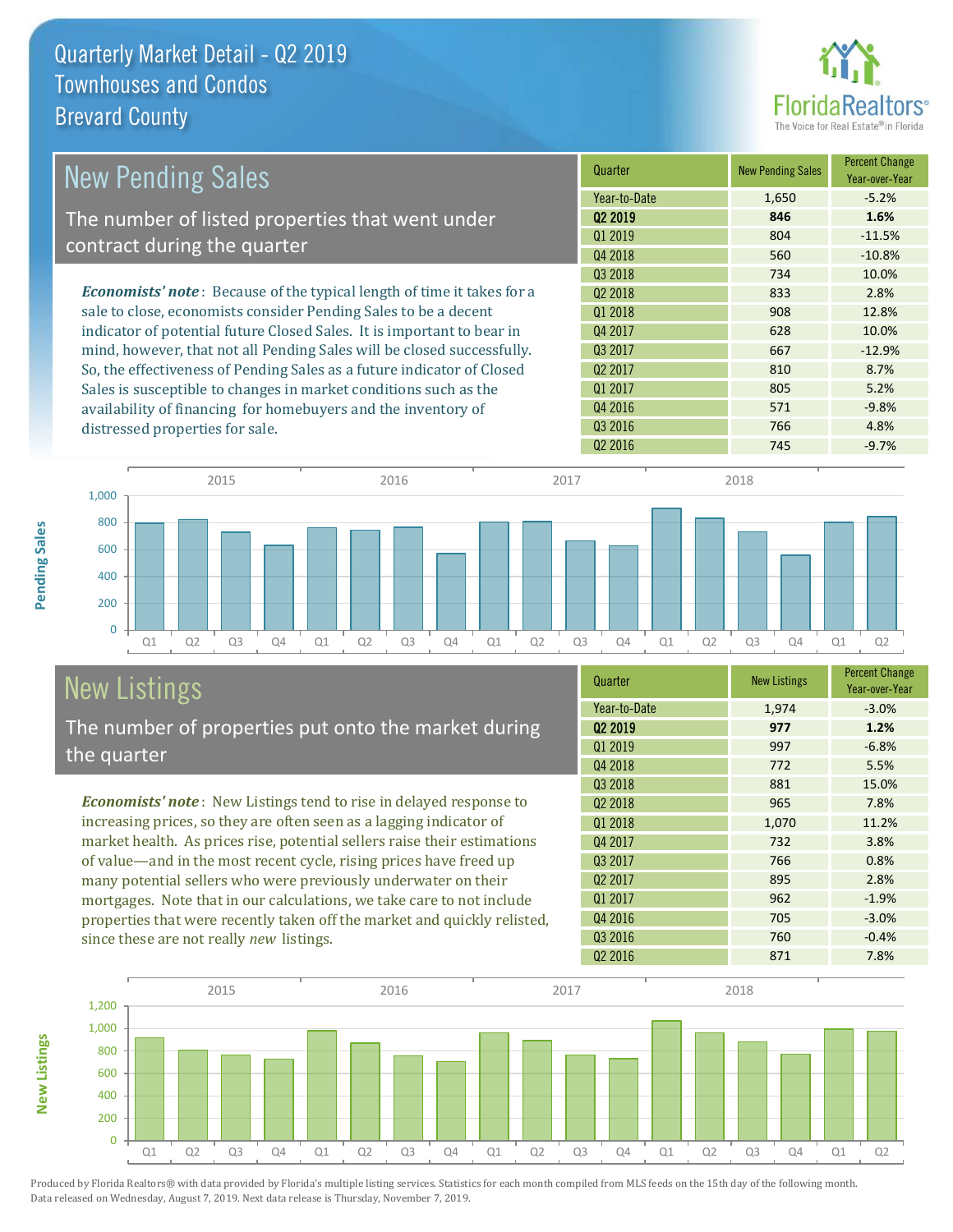# Quarterly Market Detail - Q2 2019
## Townhouses and Condos
## Brevard County

## New Pending Sales

The number of listed properties that went under contract during the quarter

*Economists' note*: Because of the typical length of time it takes for a sale to close, economists consider Pending Sales to be a decent indicator of potential future Closed Sales. It is important to bear in mind, however, that not all Pending Sales will be closed successfully. So, the effectiveness of Pending Sales as a future indicator of Closed Sales is susceptible to changes in market conditions such as the availability of financing for homebuyers and the inventory of distressed properties for sale.

| Quarter | New Pending Sales | Percent Change Year-over-Year |
|---|---|---|
| Year-to-Date | 1,650 | -5.2% |
| **Q2 2019** | **846** | **1.6%** |
| Q1 2019 | 804 | -11.5% |
| Q4 2018 | 560 | -10.8% |
| Q3 2018 | 734 | 10.0% |
| Q2 2018 | 833 | 2.8% |
| Q1 2018 | 908 | 12.8% |
| Q4 2017 | 628 | 10.0% |
| Q3 2017 | 667 | -12.9% |
| Q2 2017 | 810 | 8.7% |
| Q1 2017 | 805 | 5.2% |
| Q4 2016 | 571 | -9.8% |
| Q3 2016 | 766 | 4.8% |
| Q2 2016 | 745 | -9.7% |

## New Listings

The number of properties put onto the market during the quarter

*Economists' note*: New Listings tend to rise in delayed response to increasing prices, so they are often seen as a lagging indicator of market health. As prices rise, potential sellers raise their estimations of value—and in the most recent cycle, rising prices have freed up many potential sellers who were previously underwater on their mortgages. Note that in our calculations, we take care to not include properties that were recently taken off the market and quickly relisted, since these are not really *new* listings.

| Quarter | New Listings | Percent Change Year-over-Year |
|---|---|---|
| Year-to-Date | 1,974 | -3.0% |
| **Q2 2019** | **977** | **1.2%** |
| Q1 2019 | 997 | -6.8% |
| Q4 2018 | 772 | 5.5% |
| Q3 2018 | 881 | 15.0% |
| Q2 2018 | 965 | 7.8% |
| Q1 2018 | 1,070 | 11.2% |
| Q4 2017 | 732 | 3.8% |
| Q3 2017 | 766 | 0.8% |
| Q2 2017 | 895 | 2.8% |
| Q1 2017 | 962 | -1.9% |
| Q4 2016 | 705 | -3.0% |
| Q3 2016 | 760 | -0.4% |
| Q2 2016 | 871 | 7.8% |

Produced by Florida Realtors® with data provided by Florida's multiple listing services. Statistics for each month compiled from MLS feeds on the 15th day of the following month. Data released on Wednesday, August 7, 2019. Next data release is Thursday, November 7, 2019.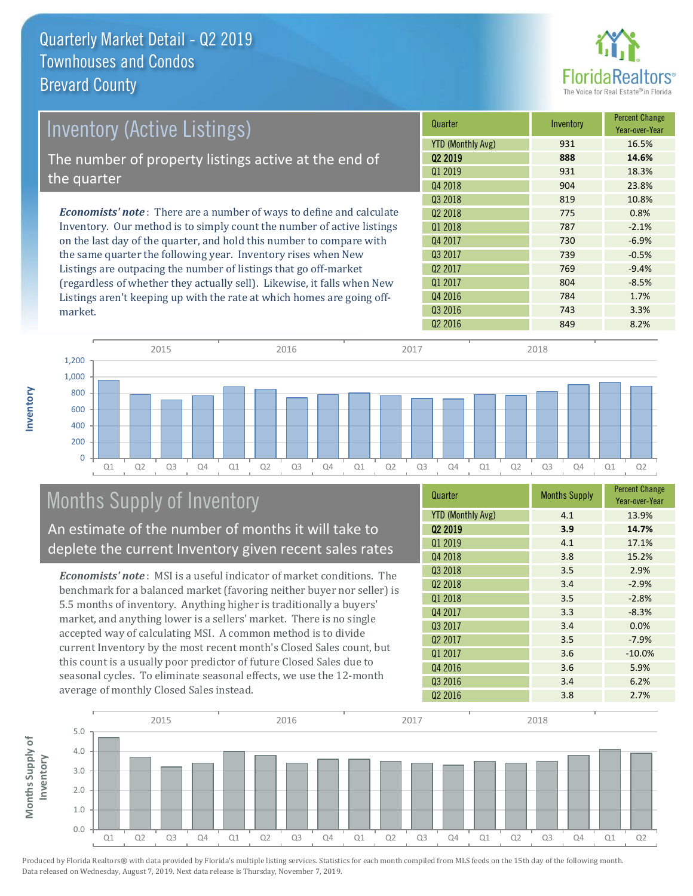# Quarterly Market Detail - Q2 2019
## Townhouses and Condos
## Brevard County

## Inventory (Active Listings)

The number of property listings active at the end of the quarter

***Economists' note***: There are a number of ways to define and calculate Inventory. Our method is to simply count the number of active listings on the last day of the quarter, and hold this number to compare with the same quarter the following year. Inventory rises when New Listings are outpacing the number of listings that go off-market (regardless of whether they actually sell). Likewise, it falls when New Listings aren't keeping up with the rate at which homes are going off-market.

| Quarter | Inventory | Percent Change Year-over-Year |
|---|---|---|
| YTD (Monthly Avg) | 931 | 16.5% |
| **Q2 2019** | **888** | **14.6%** |
| Q1 2019 | 931 | 18.3% |
| Q4 2018 | 904 | 23.8% |
| Q3 2018 | 819 | 10.8% |
| Q2 2018 | 775 | 0.8% |
| Q1 2018 | 787 | -2.1% |
| Q4 2017 | 730 | -6.9% |
| Q3 2017 | 739 | -0.5% |
| Q2 2017 | 769 | -9.4% |
| Q1 2017 | 804 | -8.5% |
| Q4 2016 | 784 | 1.7% |
| Q3 2016 | 743 | 3.3% |
| Q2 2016 | 849 | 8.2% |

## Months Supply of Inventory

An estimate of the number of months it will take to deplete the current Inventory given recent sales rates

***Economists' note***: MSI is a useful indicator of market conditions. The benchmark for a balanced market (favoring neither buyer nor seller) is 5.5 months of inventory. Anything higher is traditionally a buyers' market, and anything lower is a sellers' market. There is no single accepted way of calculating MSI. A common method is to divide current Inventory by the most recent month's Closed Sales count, but this count is a usually poor predictor of future Closed Sales due to seasonal cycles. To eliminate seasonal effects, we use the 12-month average of monthly Closed Sales instead.

| Quarter | Months Supply | Percent Change Year-over-Year |
|---|---|---|
| YTD (Monthly Avg) | 4.1 | 13.9% |
| **Q2 2019** | **3.9** | **14.7%** |
| Q1 2019 | 4.1 | 17.1% |
| Q4 2018 | 3.8 | 15.2% |
| Q3 2018 | 3.5 | 2.9% |
| Q2 2018 | 3.4 | -2.9% |
| Q1 2018 | 3.5 | -2.8% |
| Q4 2017 | 3.3 | -8.3% |
| Q3 2017 | 3.4 | 0.0% |
| Q2 2017 | 3.5 | -7.9% |
| Q1 2017 | 3.6 | -10.0% |
| Q4 2016 | 3.6 | 5.9% |
| Q3 2016 | 3.4 | 6.2% |
| Q2 2016 | 3.8 | 2.7% |

Produced by Florida Realtors® with data provided by Florida's multiple listing services. Statistics for each month compiled from MLS feeds on the 15th day of the following month. Data released on Wednesday, August 7, 2019. Next data release is Thursday, November 7, 2019.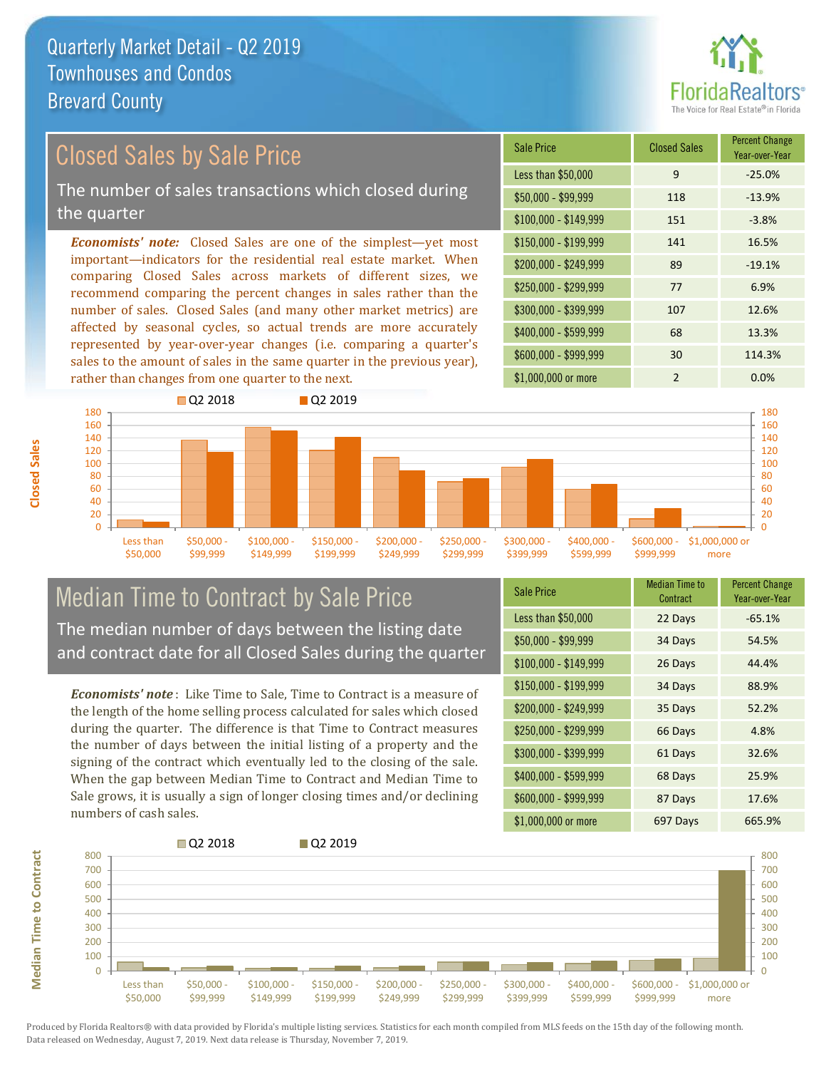# Quarterly Market Detail - Q2 2019
## Townhouses and Condos
## Brevard County

## Closed Sales by Sale Price

The number of sales transactions which closed during the quarter

***Economists' note:*** Closed Sales are one of the simplest—yet most important—indicators for the residential real estate market. When comparing Closed Sales across markets of different sizes, we recommend comparing the percent changes in sales rather than the number of sales. Closed Sales (and many other market metrics) are affected by seasonal cycles, so actual trends are more accurately represented by year-over-year changes (i.e. comparing a quarter's sales to the amount of sales in the same quarter in the previous year), rather than changes from one quarter to the next.

| Sale Price | Closed Sales | Percent Change Year-over-Year |
|---|---|---|
| Less than $50,000 | 9 | -25.0% |
| $50,000 - $99,999 | 118 | -13.9% |
| $100,000 - $149,999 | 151 | -3.8% |
| $150,000 - $199,999 | 141 | 16.5% |
| $200,000 - $249,999 | 89 | -19.1% |
| $250,000 - $299,999 | 77 | 6.9% |
| $300,000 - $399,999 | 107 | 12.6% |
| $400,000 - $599,999 | 68 | 13.3% |
| $600,000 - $999,999 | 30 | 114.3% |
| $1,000,000 or more | 2 | 0.0% |

## Median Time to Contract by Sale Price

The median number of days between the listing date and contract date for all Closed Sales during the quarter

***Economists' note*** : Like Time to Sale, Time to Contract is a measure of the length of the home selling process calculated for sales which closed during the quarter. The difference is that Time to Contract measures the number of days between the initial listing of a property and the signing of the contract which eventually led to the closing of the sale. When the gap between Median Time to Contract and Median Time to Sale grows, it is usually a sign of longer closing times and/or declining numbers of cash sales.

| Sale Price | Median Time to Contract | Percent Change Year-over-Year |
|---|---|---|
| Less than $50,000 | 22 Days | -65.1% |
| $50,000 - $99,999 | 34 Days | 54.5% |
| $100,000 - $149,999 | 26 Days | 44.4% |
| $150,000 - $199,999 | 34 Days | 88.9% |
| $200,000 - $249,999 | 35 Days | 52.2% |
| $250,000 - $299,999 | 66 Days | 4.8% |
| $300,000 - $399,999 | 61 Days | 32.6% |
| $400,000 - $599,999 | 68 Days | 25.9% |
| $600,000 - $999,999 | 87 Days | 17.6% |
| $1,000,000 or more | 697 Days | 665.9% |

Produced by Florida Realtors® with data provided by Florida's multiple listing services. Statistics for each month compiled from MLS feeds on the 15th day of the following month. Data released on Wednesday, August 7, 2019. Next data release is Thursday, November 7, 2019.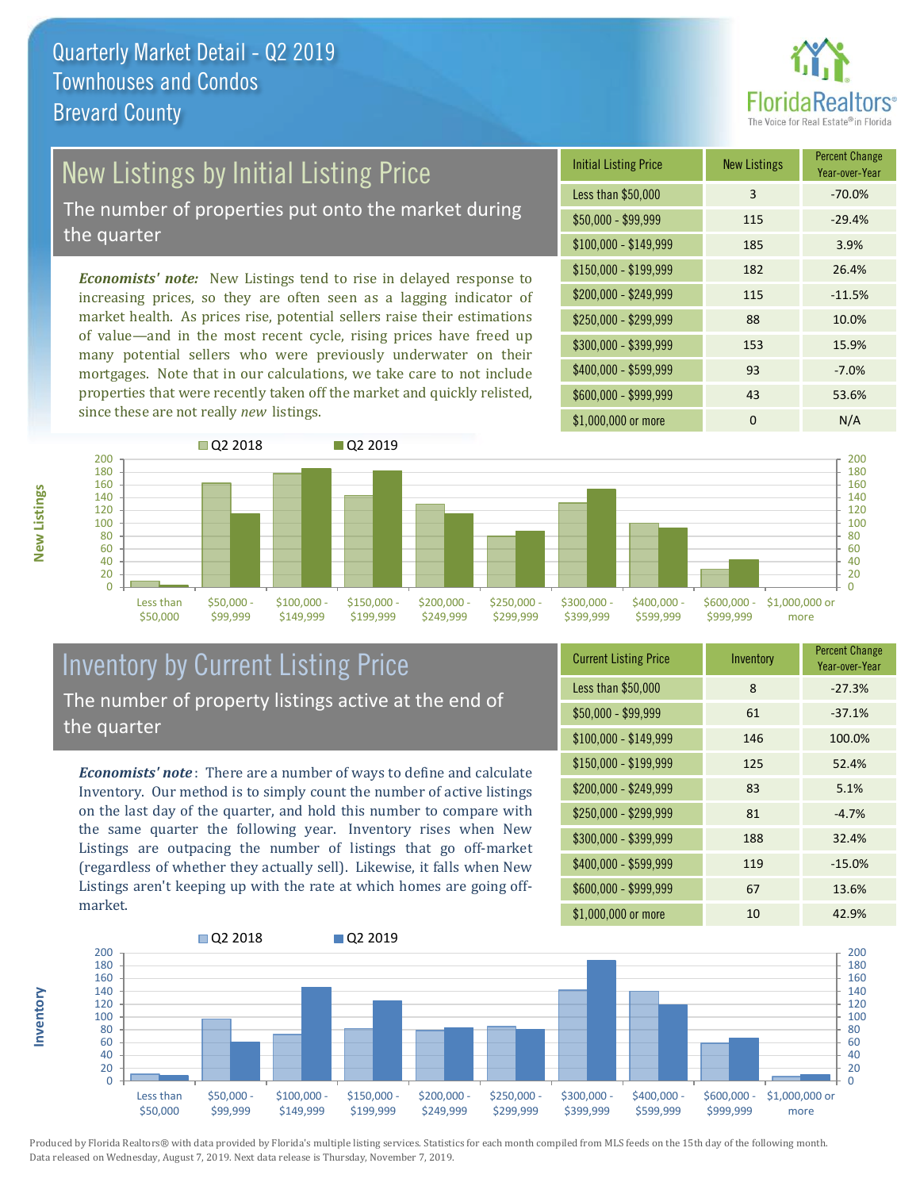# Quarterly Market Detail - Q2 2019
## Townhouses and Condos
## Brevard County

## New Listings by Initial Listing Price

The number of properties put onto the market during the quarter

*Economists' note:* New Listings tend to rise in delayed response to increasing prices, so they are often seen as a lagging indicator of market health. As prices rise, potential sellers raise their estimations of value—and in the most recent cycle, rising prices have freed up many potential sellers who were previously underwater on their mortgages. Note that in our calculations, we take care to not include properties that were recently taken off the market and quickly relisted, since these are not really *new* listings.

| Initial Listing Price | New Listings | Percent Change Year-over-Year |
|---|---|---|
| Less than $50,000 | 3 | -70.0% |
| $50,000 - $99,999 | 115 | -29.4% |
| $100,000 - $149,999 | 185 | 3.9% |
| $150,000 - $199,999 | 182 | 26.4% |
| $200,000 - $249,999 | 115 | -11.5% |
| $250,000 - $299,999 | 88 | 10.0% |
| $300,000 - $399,999 | 153 | 15.9% |
| $400,000 - $599,999 | 93 | -7.0% |
| $600,000 - $999,999 | 43 | 53.6% |
| $1,000,000 or more | 0 | N/A |

## Inventory by Current Listing Price

The number of property listings active at the end of the quarter

*Economists' note*: There are a number of ways to define and calculate Inventory. Our method is to simply count the number of active listings on the last day of the quarter, and hold this number to compare with the same quarter the following year. Inventory rises when New Listings are outpacing the number of listings that go off-market (regardless of whether they actually sell). Likewise, it falls when New Listings aren't keeping up with the rate at which homes are going off-market.

| Current Listing Price | Inventory | Percent Change Year-over-Year |
|---|---|---|
| Less than $50,000 | 8 | -27.3% |
| $50,000 - $99,999 | 61 | -37.1% |
| $100,000 - $149,999 | 146 | 100.0% |
| $150,000 - $199,999 | 125 | 52.4% |
| $200,000 - $249,999 | 83 | 5.1% |
| $250,000 - $299,999 | 81 | -4.7% |
| $300,000 - $399,999 | 188 | 32.4% |
| $400,000 - $599,999 | 119 | -15.0% |
| $600,000 - $999,999 | 67 | 13.6% |
| $1,000,000 or more | 10 | 42.9% |

Produced by Florida Realtors® with data provided by Florida's multiple listing services. Statistics for each month compiled from MLS feeds on the 15th day of the following month. Data released on Wednesday, August 7, 2019. Next data release is Thursday, November 7, 2019.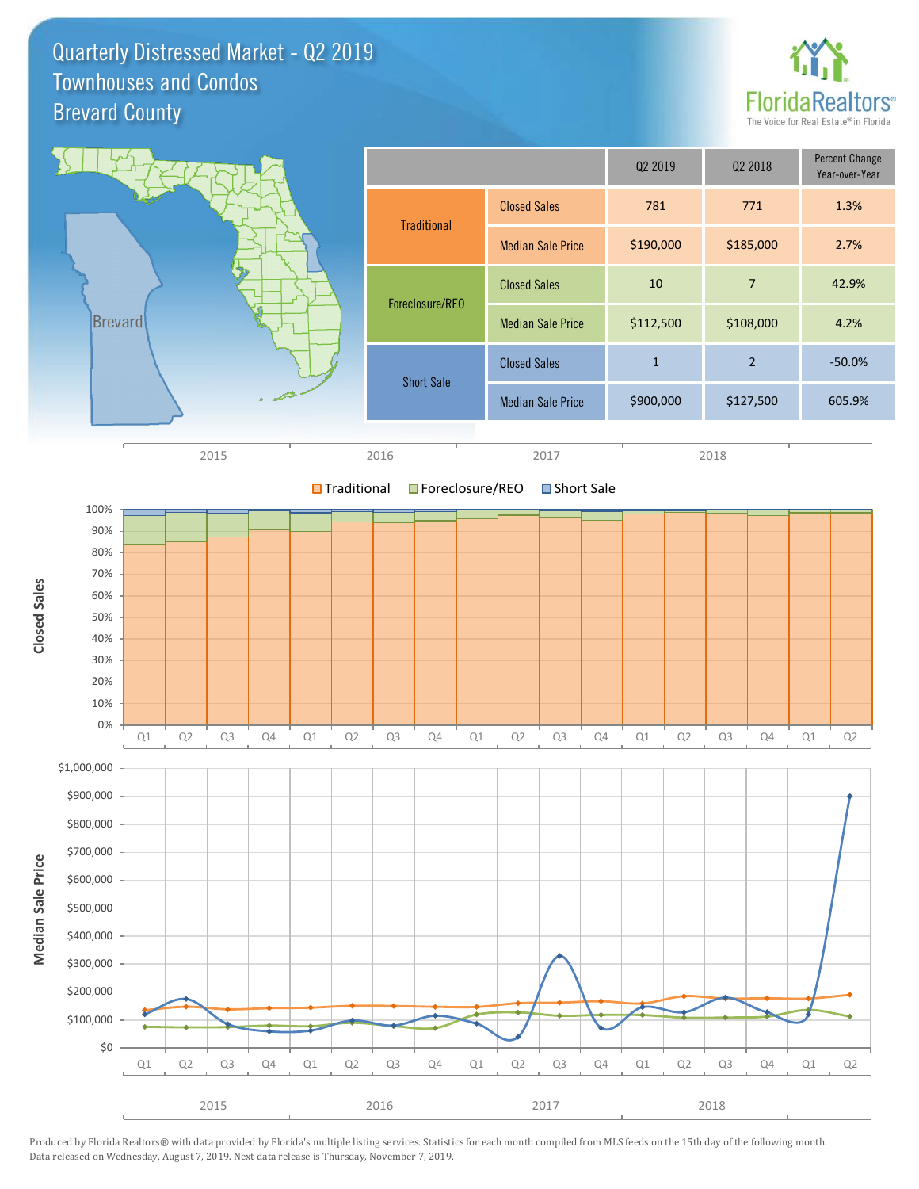# Quarterly Distressed Market - Q2 2019
## Townhouses and Condos
## Brevard County

FloridaRealtors®
The Voice for Real Estate® in Florida

Brevard

| | | Q2 2019 | Q2 2018 | Percent Change Year-over-Year |
|---|---|---|---|---|
| Traditional | Closed Sales | 781 | 771 | 1.3% |
| | Median Sale Price | $190,000 | $185,000 | 2.7% |
| Foreclosure/REO | Closed Sales | 10 | 7 | 42.9% |
| | Median Sale Price | $112,500 | $108,000 | 4.2% |
| Short Sale | Closed Sales | 1 | 2 | -50.0% |
| | Median Sale Price | $900,000 | $127,500 | 605.9% |

2015 2016 2017 2018

Traditional Foreclosure/REO Short Sale

Closed Sales

100% 90% 80% 70% 60% 50% 40% 30% 20% 10% 0%

Q1 Q2 Q3 Q4 Q1 Q2 Q3 Q4 Q1 Q2 Q3 Q4 Q1 Q2 Q3 Q4 Q1 Q2

Median Sale Price

$1,000,000 $900,000 $800,000 $700,000 $600,000 $500,000 $400,000 $300,000 $200,000 $100,000 $0

Q1 Q2 Q3 Q4 Q1 Q2 Q3 Q4 Q1 Q2 Q3 Q4 Q1 Q2 Q3 Q4 Q1 Q2

2015 2016 2017 2018

Produced by Florida Realtors® with data provided by Florida's multiple listing services. Statistics for each month compiled from MLS feeds on the 15th day of the following month.
Data released on Wednesday, August 7, 2019. Next data release is Thursday, November 7, 2019.